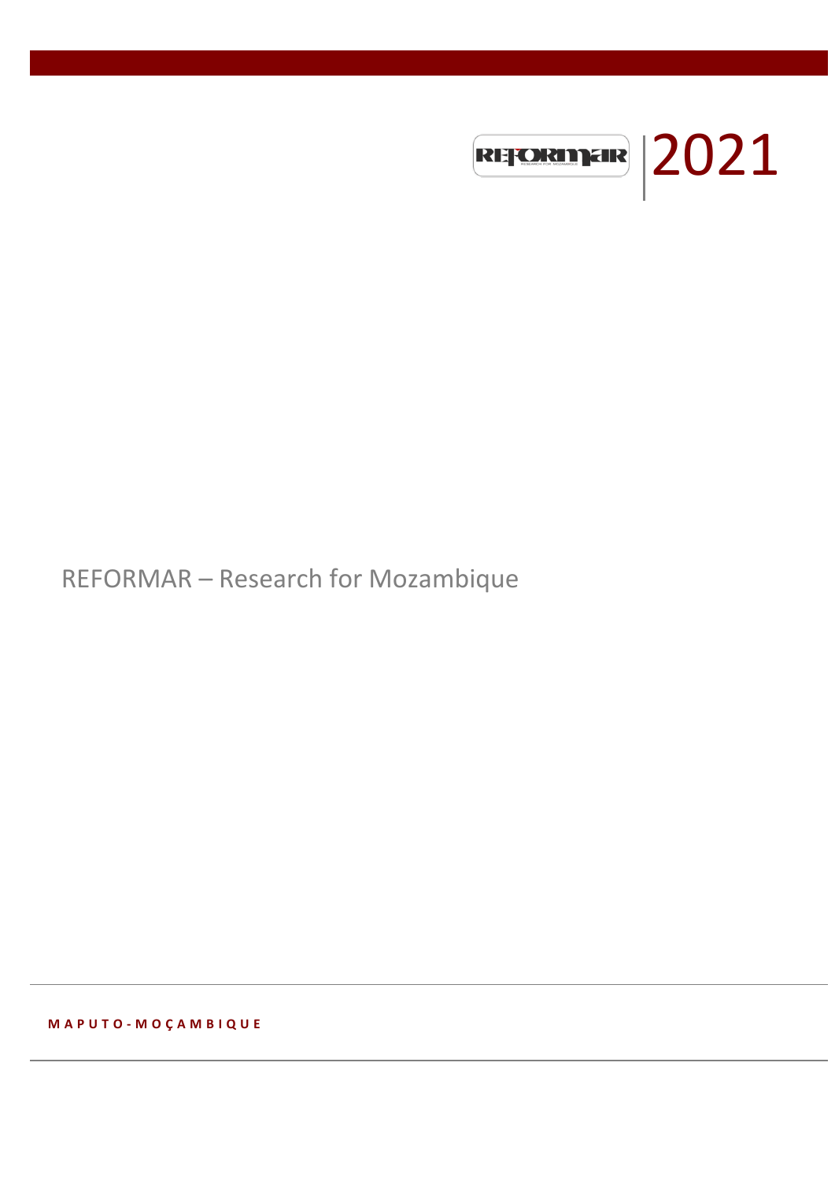REFORMAR

2021

REFORMAR – Research for Mozambique

**MAPUTO-MOÇAMBIQUE**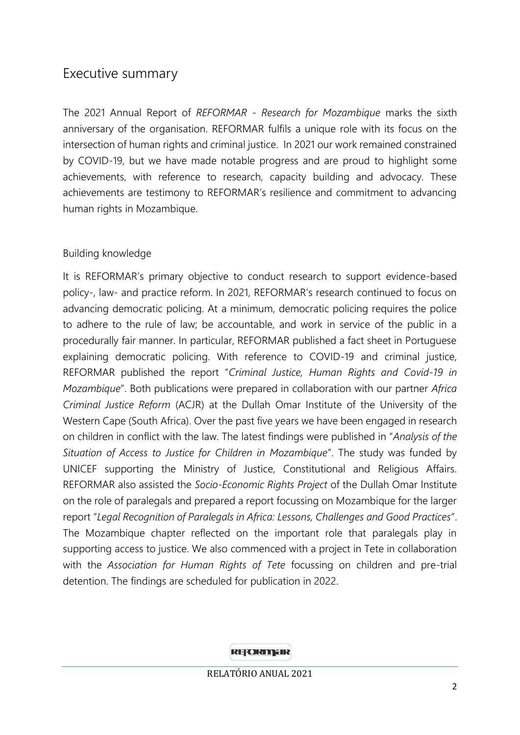# Executive summary

The 2021 Annual Report of *REFORMAR - Research for Mozambique* marks the sixth anniversary of the organisation. REFORMAR fulfils a unique role with its focus on the intersection of human rights and criminal justice. In 2021 our work remained constrained by COVID-19, but we have made notable progress and are proud to highlight some achievements, with reference to research, capacity building and advocacy. These achievements are testimony to REFORMAR's resilience and commitment to advancing human rights in Mozambique.

## Building knowledge

It is REFORMAR's primary objective to conduct research to support evidence-based policy-, law- and practice reform. In 2021, REFORMAR's research continued to focus on advancing democratic policing. At a minimum, democratic policing requires the police to adhere to the rule of law; be accountable, and work in service of the public in a procedurally fair manner. In particular, REFORMAR published a fact sheet in Portuguese explaining democratic policing. With reference to COVID-19 and criminal justice, REFORMAR published the report "*Criminal Justice, Human Rights and Covid-19 in Mozambique*". Both publications were prepared in collaboration with our partner *Africa Criminal Justice Reform* (ACJR) at the Dullah Omar Institute of the University of the Western Cape (South Africa). Over the past five years we have been engaged in research on children in conflict with the law. The latest findings were published in "*Analysis of the Situation of Access to Justice for Children in Mozambique*". The study was funded by UNICEF supporting the Ministry of Justice, Constitutional and Religious Affairs. REFORMAR also assisted the *Socio-Economic Rights Project* of the Dullah Omar Institute on the role of paralegals and prepared a report focussing on Mozambique for the larger report "*Legal Recognition of Paralegals in Africa: Lessons, Challenges and Good Practices*". The Mozambique chapter reflected on the important role that paralegals play in supporting access to justice. We also commenced with a project in Tete in collaboration with the *Association for Human Rights of Tete* focussing on children and pre-trial detention. The findings are scheduled for publication in 2022.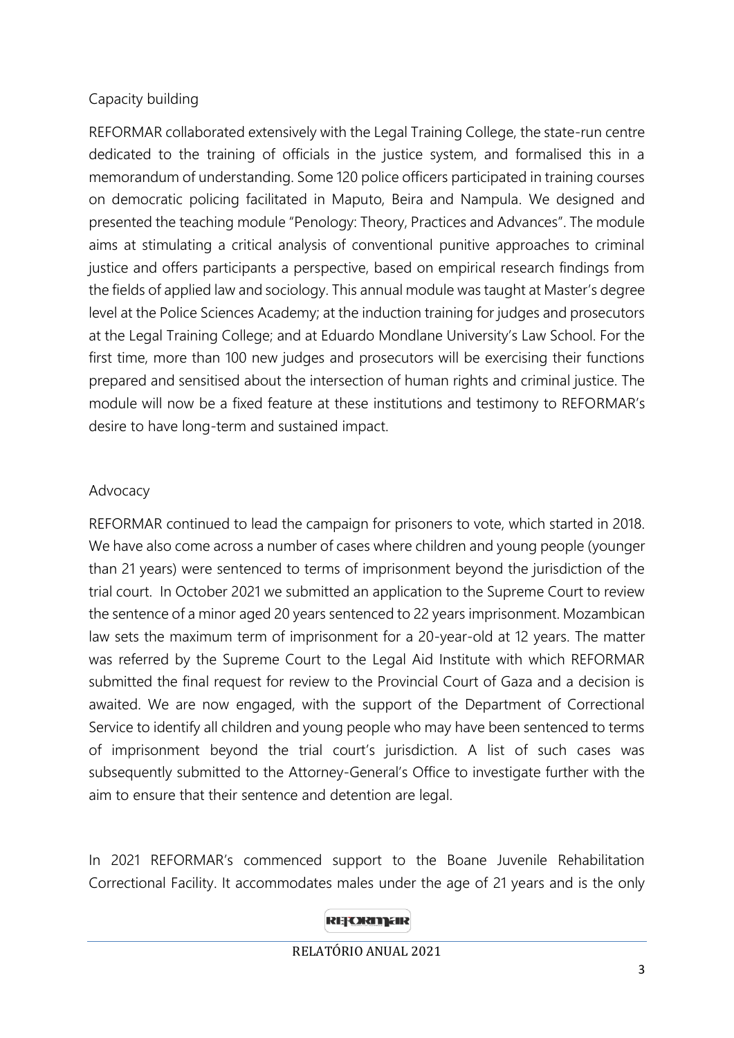## Capacity building

REFORMAR collaborated extensively with the Legal Training College, the state-run centre dedicated to the training of officials in the justice system, and formalised this in a memorandum of understanding. Some 120 police officers participated in training courses on democratic policing facilitated in Maputo, Beira and Nampula. We designed and presented the teaching module "Penology: Theory, Practices and Advances". The module aims at stimulating a critical analysis of conventional punitive approaches to criminal justice and offers participants a perspective, based on empirical research findings from the fields of applied law and sociology. This annual module was taught at Master's degree level at the Police Sciences Academy; at the induction training for judges and prosecutors at the Legal Training College; and at Eduardo Mondlane University's Law School. For the first time, more than 100 new judges and prosecutors will be exercising their functions prepared and sensitised about the intersection of human rights and criminal justice. The module will now be a fixed feature at these institutions and testimony to REFORMAR's desire to have long-term and sustained impact.

## Advocacy

REFORMAR continued to lead the campaign for prisoners to vote, which started in 2018. We have also come across a number of cases where children and young people (younger than 21 years) were sentenced to terms of imprisonment beyond the jurisdiction of the trial court. In October 2021 we submitted an application to the Supreme Court to review the sentence of a minor aged 20 years sentenced to 22 years imprisonment. Mozambican law sets the maximum term of imprisonment for a 20-year-old at 12 years. The matter was referred by the Supreme Court to the Legal Aid Institute with which REFORMAR submitted the final request for review to the Provincial Court of Gaza and a decision is awaited. We are now engaged, with the support of the Department of Correctional Service to identify all children and young people who may have been sentenced to terms of imprisonment beyond the trial court's jurisdiction. A list of such cases was subsequently submitted to the Attorney-General's Office to investigate further with the aim to ensure that their sentence and detention are legal.

In 2021 REFORMAR's commenced support to the Boane Juvenile Rehabilitation Correctional Facility. It accommodates males under the age of 21 years and is the only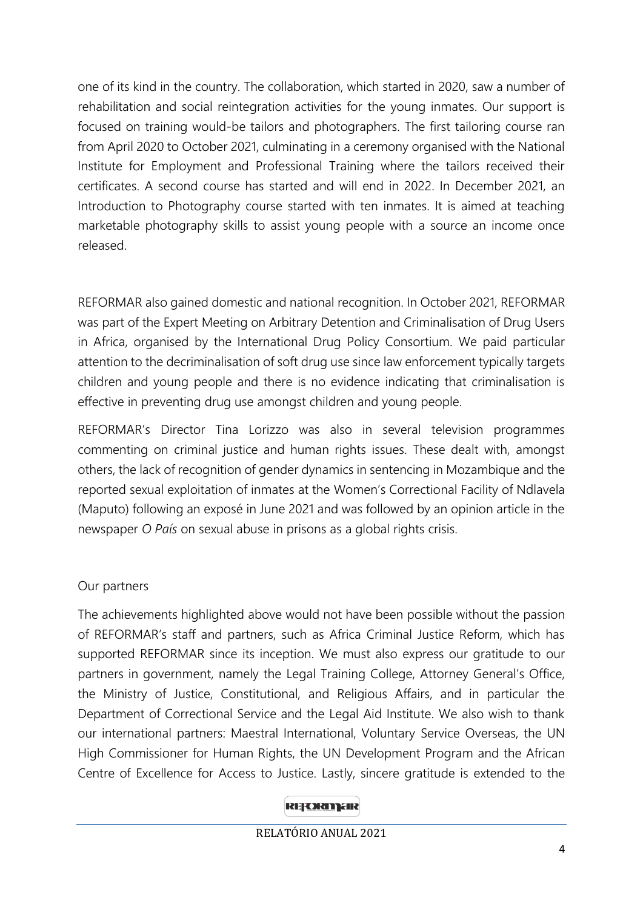one of its kind in the country. The collaboration, which started in 2020, saw a number of rehabilitation and social reintegration activities for the young inmates. Our support is focused on training would-be tailors and photographers. The first tailoring course ran from April 2020 to October 2021, culminating in a ceremony organised with the National Institute for Employment and Professional Training where the tailors received their certificates. A second course has started and will end in 2022. In December 2021, an Introduction to Photography course started with ten inmates. It is aimed at teaching marketable photography skills to assist young people with a source an income once released.

REFORMAR also gained domestic and national recognition. In October 2021, REFORMAR was part of the Expert Meeting on Arbitrary Detention and Criminalisation of Drug Users in Africa, organised by the International Drug Policy Consortium. We paid particular attention to the decriminalisation of soft drug use since law enforcement typically targets children and young people and there is no evidence indicating that criminalisation is effective in preventing drug use amongst children and young people.

REFORMAR's Director Tina Lorizzo was also in several television programmes commenting on criminal justice and human rights issues. These dealt with, amongst others, the lack of recognition of gender dynamics in sentencing in Mozambique and the reported sexual exploitation of inmates at the Women's Correctional Facility of Ndlavela (Maputo) following an exposé in June 2021 and was followed by an opinion article in the newspaper *O País* on sexual abuse in prisons as a global rights crisis.

## Our partners

The achievements highlighted above would not have been possible without the passion of REFORMAR's staff and partners, such as Africa Criminal Justice Reform, which has supported REFORMAR since its inception. We must also express our gratitude to our partners in government, namely the Legal Training College, Attorney General's Office, the Ministry of Justice, Constitutional, and Religious Affairs, and in particular the Department of Correctional Service and the Legal Aid Institute. We also wish to thank our international partners: Maestral International, Voluntary Service Overseas, the UN High Commissioner for Human Rights, the UN Development Program and the African Centre of Excellence for Access to Justice. Lastly, sincere gratitude is extended to the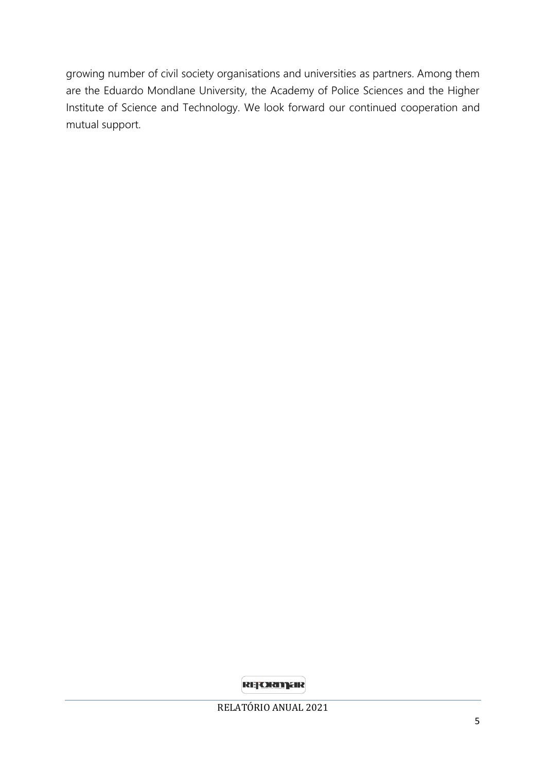growing number of civil society organisations and universities as partners. Among them are the Eduardo Mondlane University, the Academy of Police Sciences and the Higher Institute of Science and Technology. We look forward our continued cooperation and mutual support.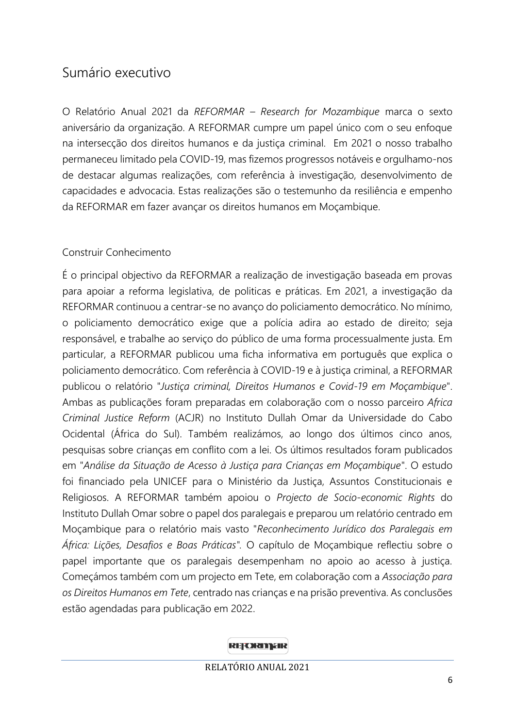## Sumário executivo

O Relatório Anual 2021 da *REFORMAR – Research for Mozambique* marca o sexto aniversário da organização. A REFORMAR cumpre um papel único com o seu enfoque na intersecção dos direitos humanos e da justiça criminal. Em 2021 o nosso trabalho permaneceu limitado pela COVID-19, mas fizemos progressos notáveis e orgulhamo-nos de destacar algumas realizações, com referência à investigação, desenvolvimento de capacidades e advocacia. Estas realizações são o testemunho da resiliência e empenho da REFORMAR em fazer avançar os direitos humanos em Moçambique.

### Construir Conhecimento

É o principal objectivo da REFORMAR a realização de investigação baseada em provas para apoiar a reforma legislativa, de politicas e práticas. Em 2021, a investigação da REFORMAR continuou a centrar-se no avanço do policiamento democrático. No mínimo, o policiamento democrático exige que a polícia adira ao estado de direito; seja responsável, e trabalhe ao serviço do público de uma forma processualmente justa. Em particular, a REFORMAR publicou uma ficha informativa em português que explica o policiamento democrático. Com referência à COVID-19 e à justiça criminal, a REFORMAR publicou o relatório "*Justiça criminal, Direitos Humanos e Covid-19 em Moçambique*". Ambas as publicações foram preparadas em colaboração com o nosso parceiro *Africa Criminal Justice Reform* (ACJR) no Instituto Dullah Omar da Universidade do Cabo Ocidental (África do Sul). Também realizámos, ao longo dos últimos cinco anos, pesquisas sobre crianças em conflito com a lei. Os últimos resultados foram publicados em "*Análise da Situação de Acesso à Justiça para Crianças em Moçambique*". O estudo foi financiado pela UNICEF para o Ministério da Justiça, Assuntos Constitucionais e Religiosos. A REFORMAR também apoiou o *Projecto de Socio-economic Rights* do Instituto Dullah Omar sobre o papel dos paralegais e preparou um relatório centrado em Moçambique para o relatório mais vasto "*Reconhecimento Jurídico dos Paralegais em África: Lições, Desafios e Boas Práticas*". O capítulo de Moçambique reflectiu sobre o papel importante que os paralegais desempenham no apoio ao acesso à justiça. Começámos também com um projecto em Tete, em colaboração com a *Associação para os Direitos Humanos em Tete*, centrado nas crianças e na prisão preventiva. As conclusões estão agendadas para publicação em 2022.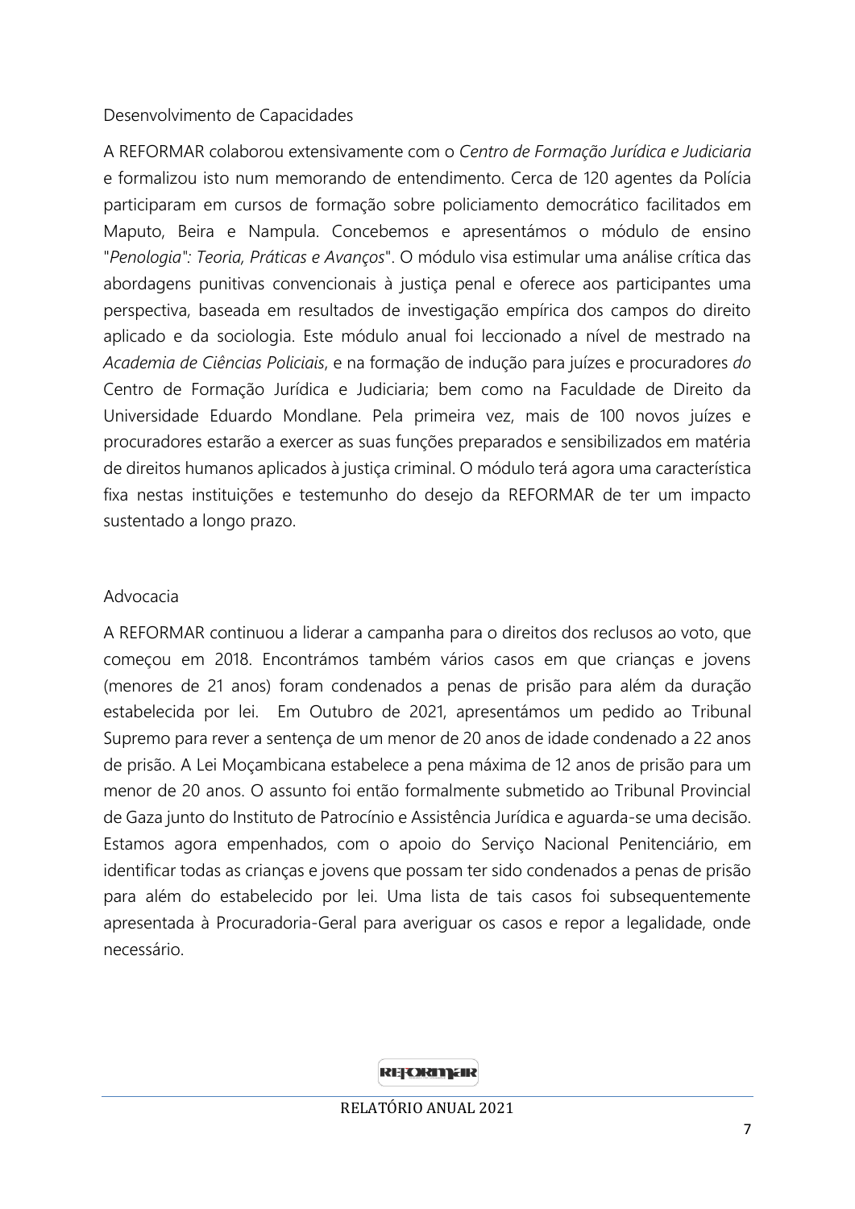## Desenvolvimento de Capacidades

A REFORMAR colaborou extensivamente com o *Centro de Formação Jurídica e Judiciaria* e formalizou isto num memorando de entendimento. Cerca de 120 agentes da Polícia participaram em cursos de formação sobre policiamento democrático facilitados em Maputo, Beira e Nampula. Concebemos e apresentámos o módulo de ensino "*Penologia": Teoria, Práticas e Avanços*". O módulo visa estimular uma análise crítica das abordagens punitivas convencionais à justiça penal e oferece aos participantes uma perspectiva, baseada em resultados de investigação empírica dos campos do direito aplicado e da sociologia. Este módulo anual foi leccionado a nível de mestrado na *Academia de Ciências Policiais*, e na formação de indução para juízes e procuradores *do* Centro de Formação Jurídica e Judiciaria; bem como na Faculdade de Direito da Universidade Eduardo Mondlane. Pela primeira vez, mais de 100 novos juízes e procuradores estarão a exercer as suas funções preparados e sensibilizados em matéria de direitos humanos aplicados à justiça criminal. O módulo terá agora uma característica fixa nestas instituições e testemunho do desejo da REFORMAR de ter um impacto sustentado a longo prazo.

## Advocacia

A REFORMAR continuou a liderar a campanha para o direitos dos reclusos ao voto, que começou em 2018. Encontrámos também vários casos em que crianças e jovens (menores de 21 anos) foram condenados a penas de prisão para além da duração estabelecida por lei. Em Outubro de 2021, apresentámos um pedido ao Tribunal Supremo para rever a sentença de um menor de 20 anos de idade condenado a 22 anos de prisão. A Lei Moçambicana estabelece a pena máxima de 12 anos de prisão para um menor de 20 anos. O assunto foi então formalmente submetido ao Tribunal Provincial de Gaza junto do Instituto de Patrocínio e Assistência Jurídica e aguarda-se uma decisão. Estamos agora empenhados, com o apoio do Serviço Nacional Penitenciário, em identificar todas as crianças e jovens que possam ter sido condenados a penas de prisão para além do estabelecido por lei. Uma lista de tais casos foi subsequentemente apresentada à Procuradoria-Geral para averiguar os casos e repor a legalidade, onde necessário.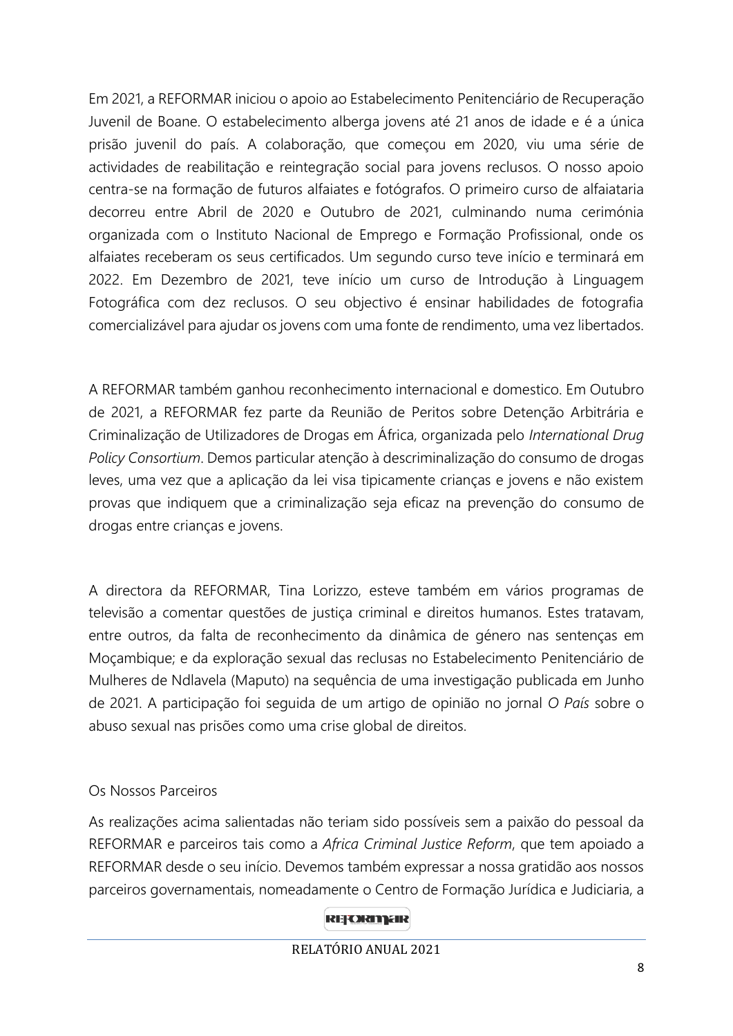Em 2021, a REFORMAR iniciou o apoio ao Estabelecimento Penitenciário de Recuperação Juvenil de Boane. O estabelecimento alberga jovens até 21 anos de idade e é a única prisão juvenil do país. A colaboração, que começou em 2020, viu uma série de actividades de reabilitação e reintegração social para jovens reclusos. O nosso apoio centra-se na formação de futuros alfaiates e fotógrafos. O primeiro curso de alfaiataria decorreu entre Abril de 2020 e Outubro de 2021, culminando numa cerimónia organizada com o Instituto Nacional de Emprego e Formação Profissional, onde os alfaiates receberam os seus certificados. Um segundo curso teve início e terminará em 2022. Em Dezembro de 2021, teve início um curso de Introdução à Linguagem Fotográfica com dez reclusos. O seu objectivo é ensinar habilidades de fotografia comercializável para ajudar os jovens com uma fonte de rendimento, uma vez libertados.

A REFORMAR também ganhou reconhecimento internacional e domestico. Em Outubro de 2021, a REFORMAR fez parte da Reunião de Peritos sobre Detenção Arbitrária e Criminalização de Utilizadores de Drogas em África, organizada pelo *International Drug Policy Consortium*. Demos particular atenção à descriminalização do consumo de drogas leves, uma vez que a aplicação da lei visa tipicamente crianças e jovens e não existem provas que indiquem que a criminalização seja eficaz na prevenção do consumo de drogas entre crianças e jovens.

A directora da REFORMAR, Tina Lorizzo, esteve também em vários programas de televisão a comentar questões de justiça criminal e direitos humanos. Estes tratavam, entre outros, da falta de reconhecimento da dinâmica de género nas sentenças em Moçambique; e da exploração sexual das reclusas no Estabelecimento Penitenciário de Mulheres de Ndlavela (Maputo) na sequência de uma investigação publicada em Junho de 2021. A participação foi seguida de um artigo de opinião no jornal *O País* sobre o abuso sexual nas prisões como uma crise global de direitos.

## Os Nossos Parceiros

As realizações acima salientadas não teriam sido possíveis sem a paixão do pessoal da REFORMAR e parceiros tais como a *Africa Criminal Justice Reform*, que tem apoiado a REFORMAR desde o seu início. Devemos também expressar a nossa gratidão aos nossos parceiros governamentais, nomeadamente o Centro de Formação Jurídica e Judiciaria, a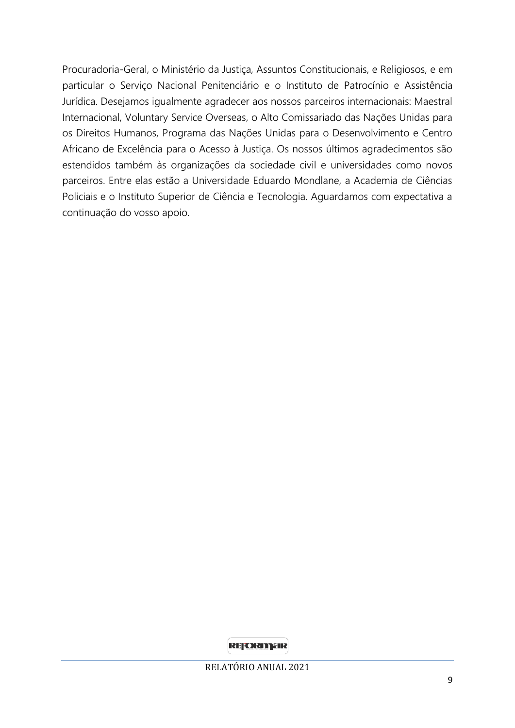Procuradoria-Geral, o Ministério da Justiça, Assuntos Constitucionais, e Religiosos, e em particular o Serviço Nacional Penitenciário e o Instituto de Patrocínio e Assistência Jurídica. Desejamos igualmente agradecer aos nossos parceiros internacionais: Maestral Internacional, Voluntary Service Overseas, o Alto Comissariado das Nações Unidas para os Direitos Humanos, Programa das Nações Unidas para o Desenvolvimento e Centro Africano de Excelência para o Acesso à Justiça. Os nossos últimos agradecimentos são estendidos também às organizações da sociedade civil e universidades como novos parceiros. Entre elas estão a Universidade Eduardo Mondlane, a Academia de Ciências Policiais e o Instituto Superior de Ciência e Tecnologia. Aguardamos com expectativa a continuação do vosso apoio.